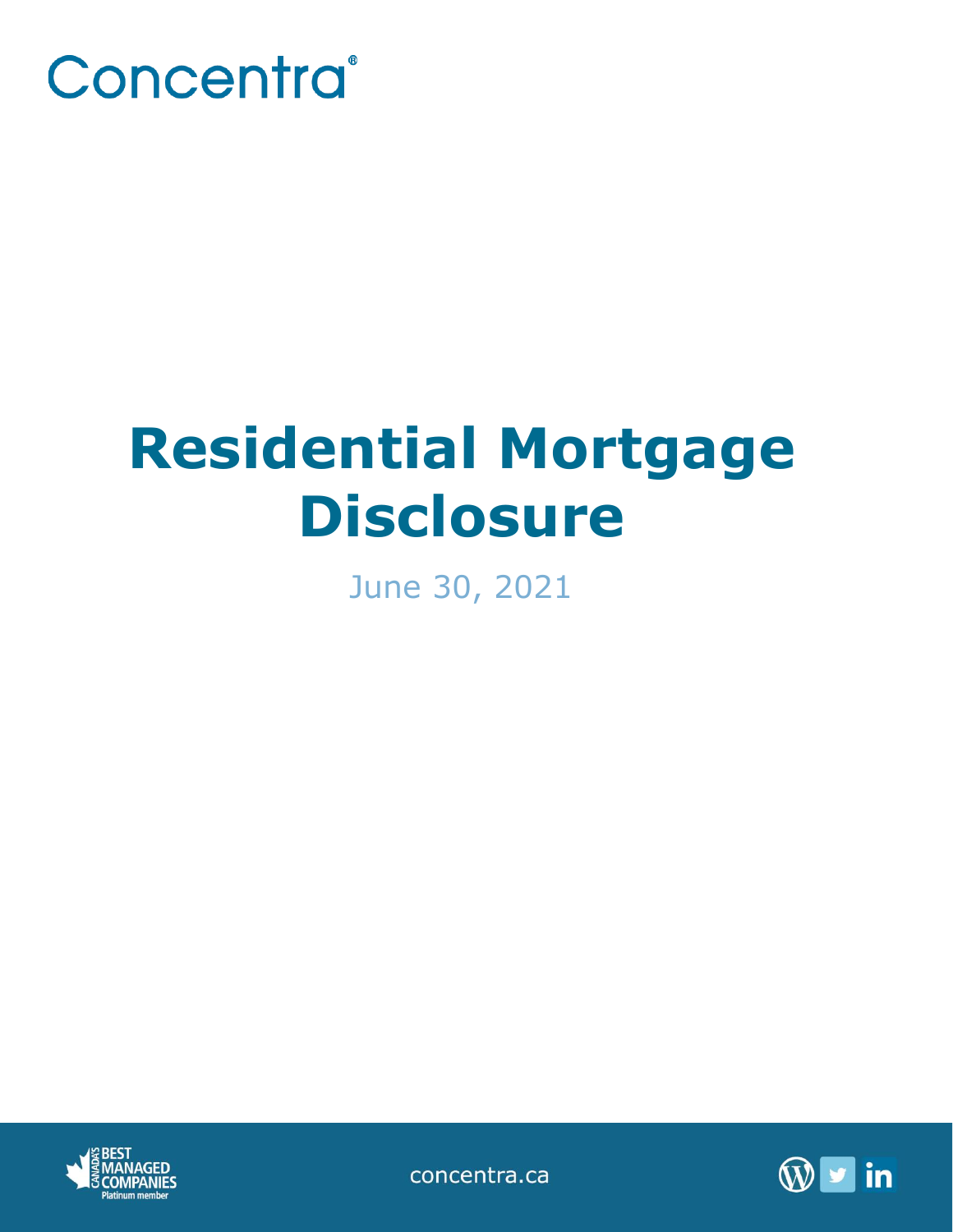Concentra®

# Residential Mortgage Disclosure

June 30, 2021

concentra.ca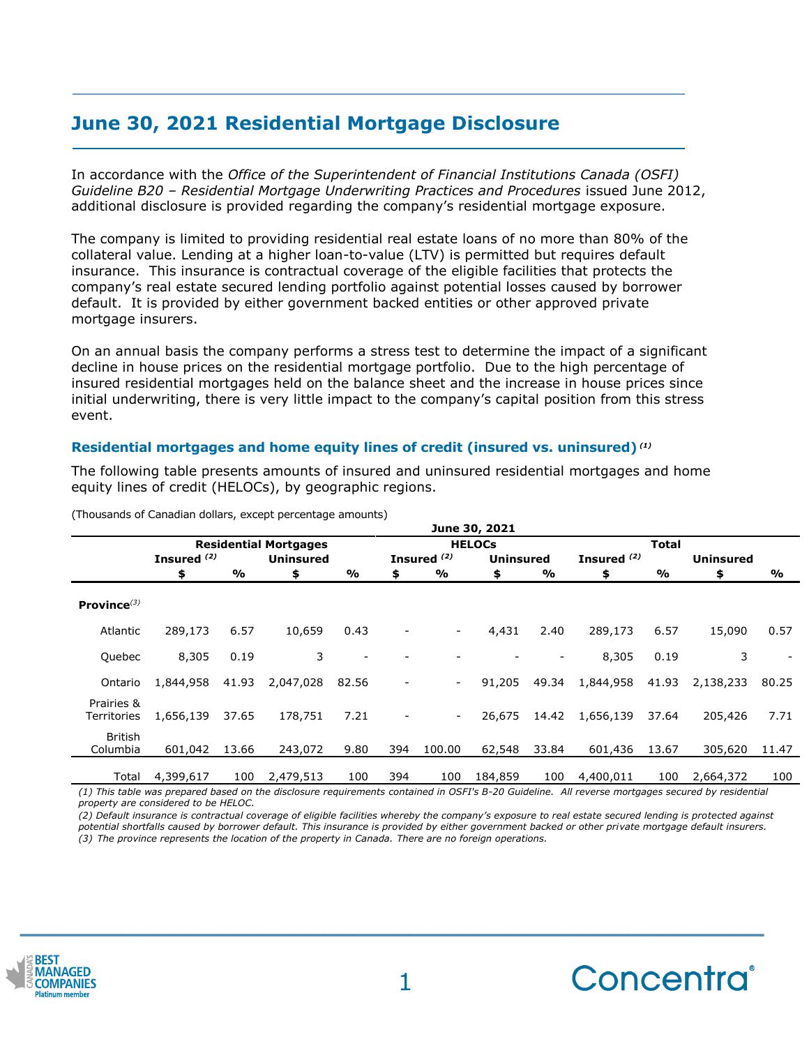## June 30, 2021 Residential Mortgage Disclosure

In accordance with the *Office of the Superintendent of Financial Institutions Canada (OSFI) Guideline B20 – Residential Mortgage Underwriting Practices and Procedures* issued June 2012, additional disclosure is provided regarding the company's residential mortgage exposure.

The company is limited to providing residential real estate loans of no more than 80% of the collateral value. Lending at a higher loan-to-value (LTV) is permitted but requires default insurance. This insurance is contractual coverage of the eligible facilities that protects the company's real estate secured lending portfolio against potential losses caused by borrower default. It is provided by either government backed entities or other approved private mortgage insurers.

On an annual basis the company performs a stress test to determine the impact of a significant decline in house prices on the residential mortgage portfolio. Due to the high percentage of insured residential mortgages held on the balance sheet and the increase in house prices since initial underwriting, there is very little impact to the company's capital position from this stress event.

### Residential mortgages and home equity lines of credit (insured vs. uninsured) [(1)]

The following table presents amounts of insured and uninsured residential mortgages and home equity lines of credit (HELOCs), by geographic regions.

(Thousands of Canadian dollars, except percentage amounts)

| | June 30, 2021 | | | | | | | | | | | |
|---|---|---|---|---|---|---|---|---|---|---|---|---|
| | Residential Mortgages | | | | HELOCs | | | | Total | | | |
| | Insured [(2)] | | Uninsured | | Insured [(2)] | | Uninsured | | Insured [(2)] | | Uninsured | |
| | $ | % | $ | % | $ | % | $ | % | $ | % | $ | % |
| **Province**[(3)] | | | | | | | | | | | | |
| Atlantic | 289,173 | 6.57 | 10,659 | 0.43 | - | - | 4,431 | 2.40 | 289,173 | 6.57 | 15,090 | 0.57 |
| Quebec | 8,305 | 0.19 | 3 | - | - | - | - | - | 8,305 | 0.19 | 3 | - |
| Ontario | 1,844,958 | 41.93 | 2,047,028 | 82.56 | - | - | 91,205 | 49.34 | 1,844,958 | 41.93 | 2,138,233 | 80.25 |
| Prairies & Territories | 1,656,139 | 37.65 | 178,751 | 7.21 | - | - | 26,675 | 14.42 | 1,656,139 | 37.64 | 205,426 | 7.71 |
| British Columbia | 601,042 | 13.66 | 243,072 | 9.80 | 394 | 100.00 | 62,548 | 33.84 | 601,436 | 13.67 | 305,620 | 11.47 |
| Total | 4,399,617 | 100 | 2,479,513 | 100 | 394 | 100 | 184,859 | 100 | 4,400,011 | 100 | 2,664,372 | 100 |

*(1) This table was prepared based on the disclosure requirements contained in OSFI's B-20 Guideline. All reverse mortgages secured by residential property are considered to be HELOC.*

*(2) Default insurance is contractual coverage of eligible facilities whereby the company's exposure to real estate secured lending is protected against potential shortfalls caused by borrower default. This insurance is provided by either government backed or other private mortgage default insurers.*

*(3) The province represents the location of the property in Canada. There are no foreign operations.*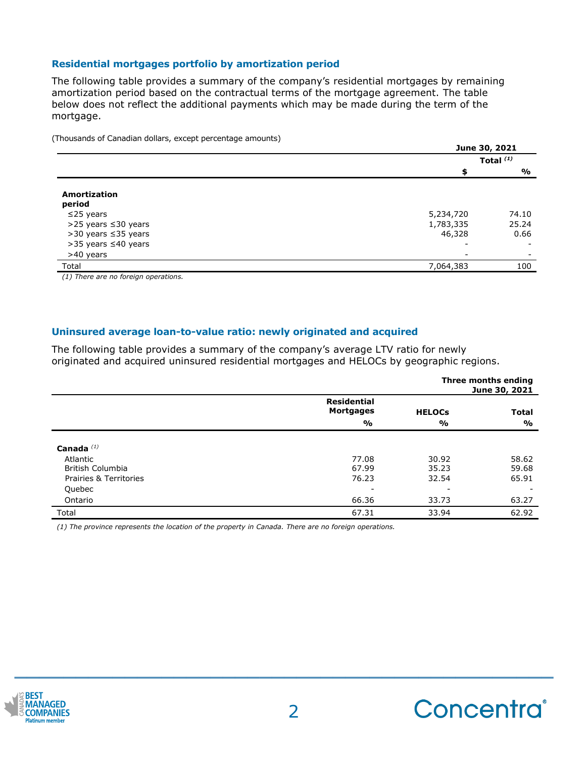## Residential mortgages portfolio by amortization period

The following table provides a summary of the company's residential mortgages by remaining amortization period based on the contractual terms of the mortgage agreement. The table below does not reflect the additional payments which may be made during the term of the mortgage.

(Thousands of Canadian dollars, except percentage amounts)

| | June 30, 2021 | |
|---|---|---|
| | Total (1) | |
| | $ | % |
| **Amortization period** | | |
| ≤25 years | 5,234,720 | 74.10 |
| >25 years ≤30 years | 1,783,335 | 25.24 |
| >30 years ≤35 years | 46,328 | 0.66 |
| >35 years ≤40 years | - | - |
| >40 years | - | - |
| Total | 7,064,383 | 100 |

*(1) There are no foreign operations.*

## Uninsured average loan-to-value ratio: newly originated and acquired

The following table provides a summary of the company's average LTV ratio for newly originated and acquired uninsured residential mortgages and HELOCs by geographic regions.

| | Three months ending June 30, 2021 | | |
|---|---|---|---|
| | Residential Mortgages | HELOCs | Total |
| | % | % | % |
| **Canada** (1) | | | |
| Atlantic | 77.08 | 30.92 | 58.62 |
| British Columbia | 67.99 | 35.23 | 59.68 |
| Prairies & Territories | 76.23 | 32.54 | 65.91 |
| Quebec | - | - | - |
| Ontario | 66.36 | 33.73 | 63.27 |
| Total | 67.31 | 33.94 | 62.92 |

*(1) The province represents the location of the property in Canada. There are no foreign operations.*